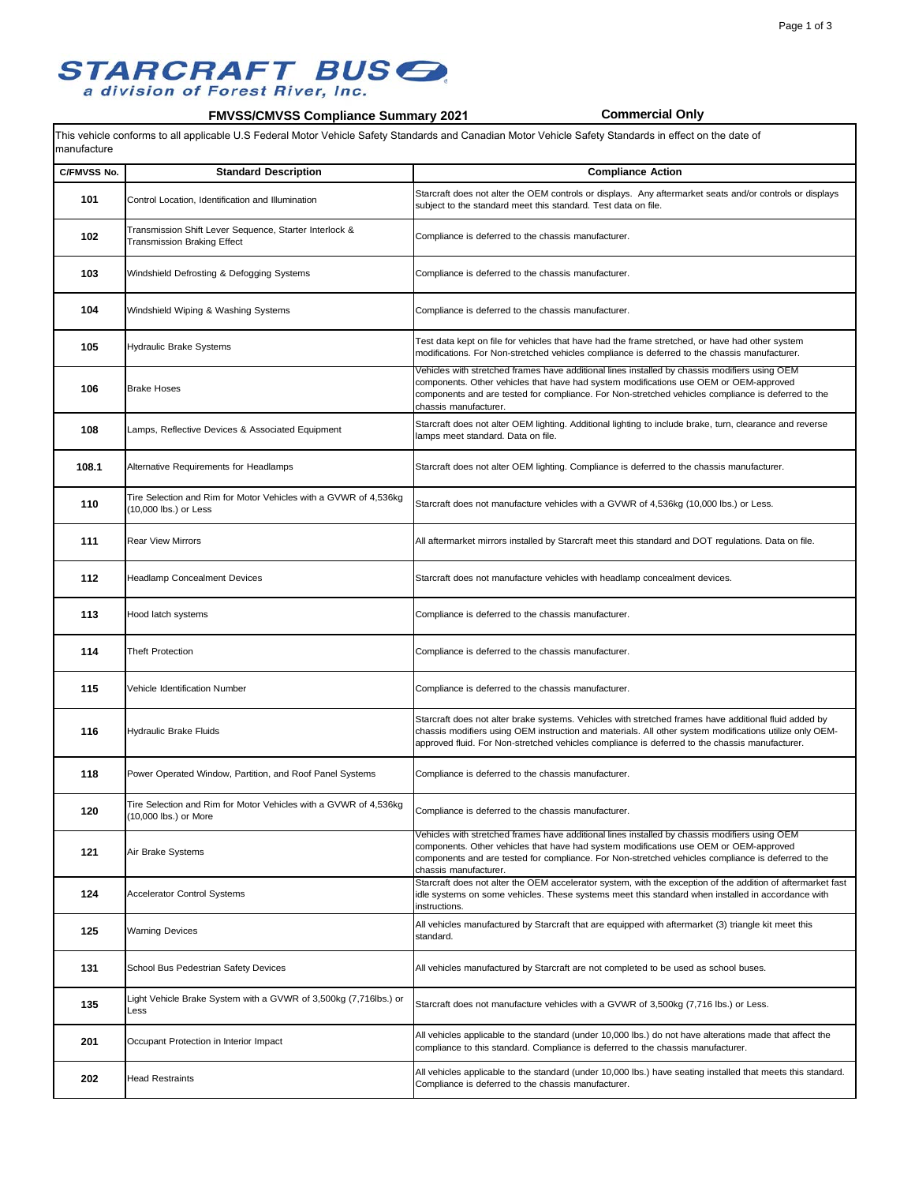# STARCRAFT BUS

*a division of Forest River, Inc.*

## FMVSS/CMVSS Compliance Summary 2021

**Commercial Only**

This vehicle conforms to all applicable U.S Federal Motor Vehicle Safety Standards and Canadian Motor Vehicle Safety Standards in effect on the date of manufacture

| C/FMVSS No. | Standard Description | Compliance Action |
|---|---|---|
| **101** | Control Location, Identification and Illumination | Starcraft does not alter the OEM controls or displays. Any aftermarket seats and/or controls or displays subject to the standard meet this standard. Test data on file. |
| **102** | Transmission Shift Lever Sequence, Starter Interlock & Transmission Braking Effect | Compliance is deferred to the chassis manufacturer. |
| **103** | Windshield Defrosting & Defogging Systems | Compliance is deferred to the chassis manufacturer. |
| **104** | Windshield Wiping & Washing Systems | Compliance is deferred to the chassis manufacturer. |
| **105** | Hydraulic Brake Systems | Test data kept on file for vehicles that have had the frame stretched, or have had other system modifications. For Non-stretched vehicles compliance is deferred to the chassis manufacturer. |
| **106** | Brake Hoses | Vehicles with stretched frames have additional lines installed by chassis modifiers using OEM components. Other vehicles that have had system modifications use OEM or OEM-approved components and are tested for compliance. For Non-stretched vehicles compliance is deferred to the chassis manufacturer. |
| **108** | Lamps, Reflective Devices & Associated Equipment | Starcraft does not alter OEM lighting. Additional lighting to include brake, turn, clearance and reverse lamps meet standard. Data on file. |
| **108.1** | Alternative Requirements for Headlamps | Starcraft does not alter OEM lighting. Compliance is deferred to the chassis manufacturer. |
| **110** | Tire Selection and Rim for Motor Vehicles with a GVWR of 4,536kg (10,000 lbs.) or Less | Starcraft does not manufacture vehicles with a GVWR of 4,536kg (10,000 lbs.) or Less. |
| **111** | Rear View Mirrors | All aftermarket mirrors installed by Starcraft meet this standard and DOT regulations. Data on file. |
| **112** | Headlamp Concealment Devices | Starcraft does not manufacture vehicles with headlamp concealment devices. |
| **113** | Hood latch systems | Compliance is deferred to the chassis manufacturer. |
| **114** | Theft Protection | Compliance is deferred to the chassis manufacturer. |
| **115** | Vehicle Identification Number | Compliance is deferred to the chassis manufacturer. |
| **116** | Hydraulic Brake Fluids | Starcraft does not alter brake systems. Vehicles with stretched frames have additional fluid added by chassis modifiers using OEM instruction and materials. All other system modifications utilize only OEM-approved fluid. For Non-stretched vehicles compliance is deferred to the chassis manufacturer. |
| **118** | Power Operated Window, Partition, and Roof Panel Systems | Compliance is deferred to the chassis manufacturer. |
| **120** | Tire Selection and Rim for Motor Vehicles with a GVWR of 4,536kg (10,000 lbs.) or More | Compliance is deferred to the chassis manufacturer. |
| **121** | Air Brake Systems | Vehicles with stretched frames have additional lines installed by chassis modifiers using OEM components. Other vehicles that have had system modifications use OEM or OEM-approved components and are tested for compliance. For Non-stretched vehicles compliance is deferred to the chassis manufacturer. |
| **124** | Accelerator Control Systems | Starcraft does not alter the OEM accelerator system, with the exception of the addition of aftermarket fast idle systems on some vehicles. These systems meet this standard when installed in accordance with instructions. |
| **125** | Warning Devices | All vehicles manufactured by Starcraft that are equipped with aftermarket (3) triangle kit meet this standard. |
| **131** | School Bus Pedestrian Safety Devices | All vehicles manufactured by Starcraft are not completed to be used as school buses. |
| **135** | Light Vehicle Brake System with a GVWR of 3,500kg (7,716lbs.) or Less | Starcraft does not manufacture vehicles with a GVWR of 3,500kg (7,716 lbs.) or Less. |
| **201** | Occupant Protection in Interior Impact | All vehicles applicable to the standard (under 10,000 lbs.) do not have alterations made that affect the compliance to this standard. Compliance is deferred to the chassis manufacturer. |
| **202** | Head Restraints | All vehicles applicable to the standard (under 10,000 lbs.) have seating installed that meets this standard. Compliance is deferred to the chassis manufacturer. |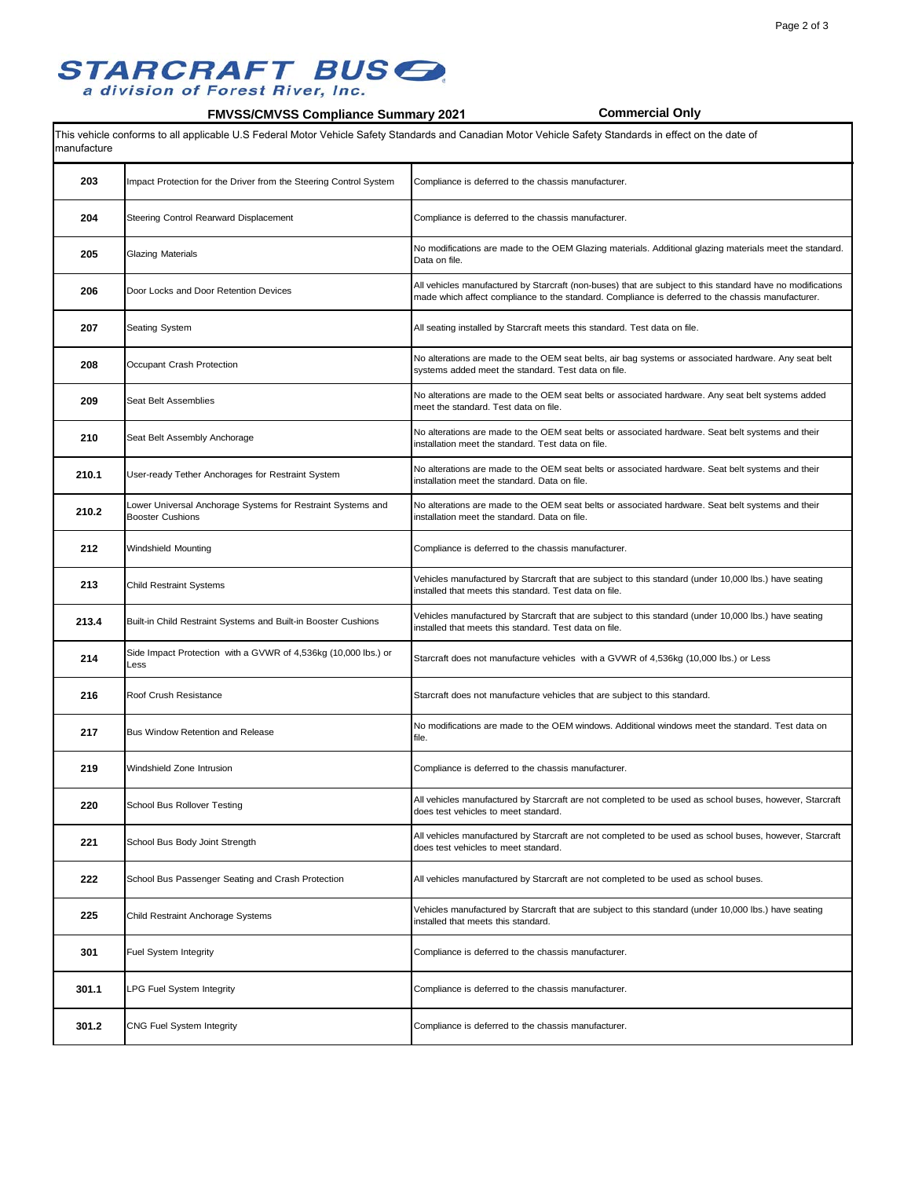**STARCRAFT BUS**
*a division of Forest River, Inc.*

**FMVSS/CMVSS Compliance Summary 2021** **Commercial Only**

This vehicle conforms to all applicable U.S Federal Motor Vehicle Safety Standards and Canadian Motor Vehicle Safety Standards in effect on the date of manufacture

| | | |
|---|---|---|
| **203** | Impact Protection for the Driver from the Steering Control System | Compliance is deferred to the chassis manufacturer. |
| **204** | Steering Control Rearward Displacement | Compliance is deferred to the chassis manufacturer. |
| **205** | Glazing Materials | No modifications are made to the OEM Glazing materials. Additional glazing materials meet the standard. Data on file. |
| **206** | Door Locks and Door Retention Devices | All vehicles manufactured by Starcraft (non-buses) that are subject to this standard have no modifications made which affect compliance to the standard. Compliance is deferred to the chassis manufacturer. |
| **207** | Seating System | All seating installed by Starcraft meets this standard. Test data on file. |
| **208** | Occupant Crash Protection | No alterations are made to the OEM seat belts, air bag systems or associated hardware. Any seat belt systems added meet the standard. Test data on file. |
| **209** | Seat Belt Assemblies | No alterations are made to the OEM seat belts or associated hardware. Any seat belt systems added meet the standard. Test data on file. |
| **210** | Seat Belt Assembly Anchorage | No alterations are made to the OEM seat belts or associated hardware. Seat belt systems and their installation meet the standard. Test data on file. |
| **210.1** | User-ready Tether Anchorages for Restraint System | No alterations are made to the OEM seat belts or associated hardware. Seat belt systems and their installation meet the standard. Data on file. |
| **210.2** | Lower Universal Anchorage Systems for Restraint Systems and Booster Cushions | No alterations are made to the OEM seat belts or associated hardware. Seat belt systems and their installation meet the standard. Data on file. |
| **212** | Windshield Mounting | Compliance is deferred to the chassis manufacturer. |
| **213** | Child Restraint Systems | Vehicles manufactured by Starcraft that are subject to this standard (under 10,000 lbs.) have seating installed that meets this standard. Test data on file. |
| **213.4** | Built-in Child Restraint Systems and Built-in Booster Cushions | Vehicles manufactured by Starcraft that are subject to this standard (under 10,000 lbs.) have seating installed that meets this standard. Test data on file. |
| **214** | Side Impact Protection with a GVWR of 4,536kg (10,000 lbs.) or Less | Starcraft does not manufacture vehicles with a GVWR of 4,536kg (10,000 lbs.) or Less |
| **216** | Roof Crush Resistance | Starcraft does not manufacture vehicles that are subject to this standard. |
| **217** | Bus Window Retention and Release | No modifications are made to the OEM windows. Additional windows meet the standard. Test data on file. |
| **219** | Windshield Zone Intrusion | Compliance is deferred to the chassis manufacturer. |
| **220** | School Bus Rollover Testing | All vehicles manufactured by Starcraft are not completed to be used as school buses, however, Starcraft does test vehicles to meet standard. |
| **221** | School Bus Body Joint Strength | All vehicles manufactured by Starcraft are not completed to be used as school buses, however, Starcraft does test vehicles to meet standard. |
| **222** | School Bus Passenger Seating and Crash Protection | All vehicles manufactured by Starcraft are not completed to be used as school buses. |
| **225** | Child Restraint Anchorage Systems | Vehicles manufactured by Starcraft that are subject to this standard (under 10,000 lbs.) have seating installed that meets this standard. |
| **301** | Fuel System Integrity | Compliance is deferred to the chassis manufacturer. |
| **301.1** | LPG Fuel System Integrity | Compliance is deferred to the chassis manufacturer. |
| **301.2** | CNG Fuel System Integrity | Compliance is deferred to the chassis manufacturer. |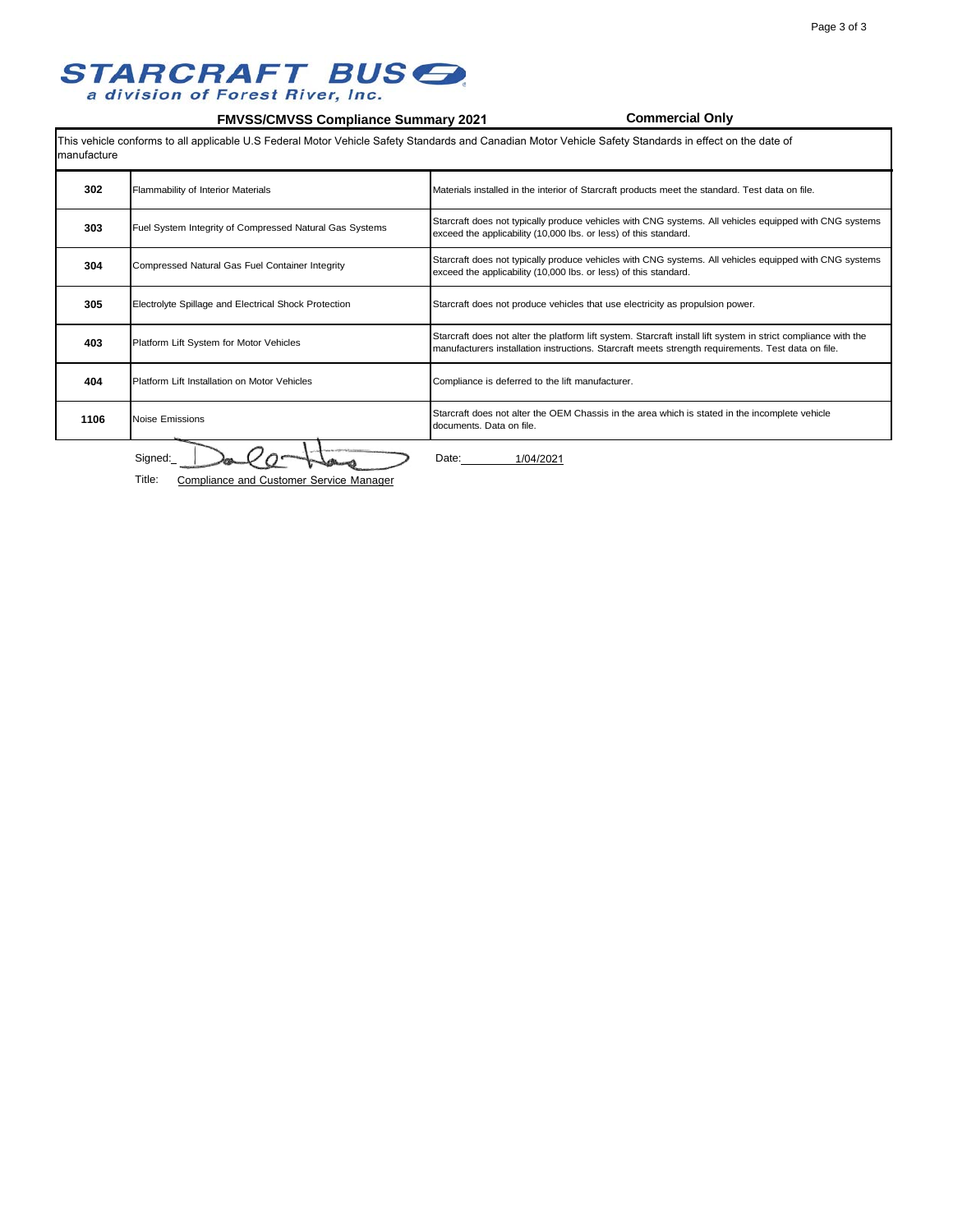**STARCRAFT BUS**
*a division of Forest River, Inc.*

**FMVSS/CMVSS Compliance Summary 2021** **Commercial Only**

This vehicle conforms to all applicable U.S Federal Motor Vehicle Safety Standards and Canadian Motor Vehicle Safety Standards in effect on the date of manufacture

| | | |
|---|---|---|
| **302** | Flammability of Interior Materials | Materials installed in the interior of Starcraft products meet the standard. Test data on file. |
| **303** | Fuel System Integrity of Compressed Natural Gas Systems | Starcraft does not typically produce vehicles with CNG systems. All vehicles equipped with CNG systems exceed the applicability (10,000 lbs. or less) of this standard. |
| **304** | Compressed Natural Gas Fuel Container Integrity | Starcraft does not typically produce vehicles with CNG systems. All vehicles equipped with CNG systems exceed the applicability (10,000 lbs. or less) of this standard. |
| **305** | Electrolyte Spillage and Electrical Shock Protection | Starcraft does not produce vehicles that use electricity as propulsion power. |
| **403** | Platform Lift System for Motor Vehicles | Starcraft does not alter the platform lift system. Starcraft install lift system in strict compliance with the manufacturers installation instructions. Starcraft meets strength requirements. Test data on file. |
| **404** | Platform Lift Installation on Motor Vehicles | Compliance is deferred to the lift manufacturer. |
| **1106** | Noise Emissions | Starcraft does not alter the OEM Chassis in the area which is stated in the incomplete vehicle documents. Data on file. |

Signed: Date: 1/04/2021

Title: Compliance and Customer Service Manager